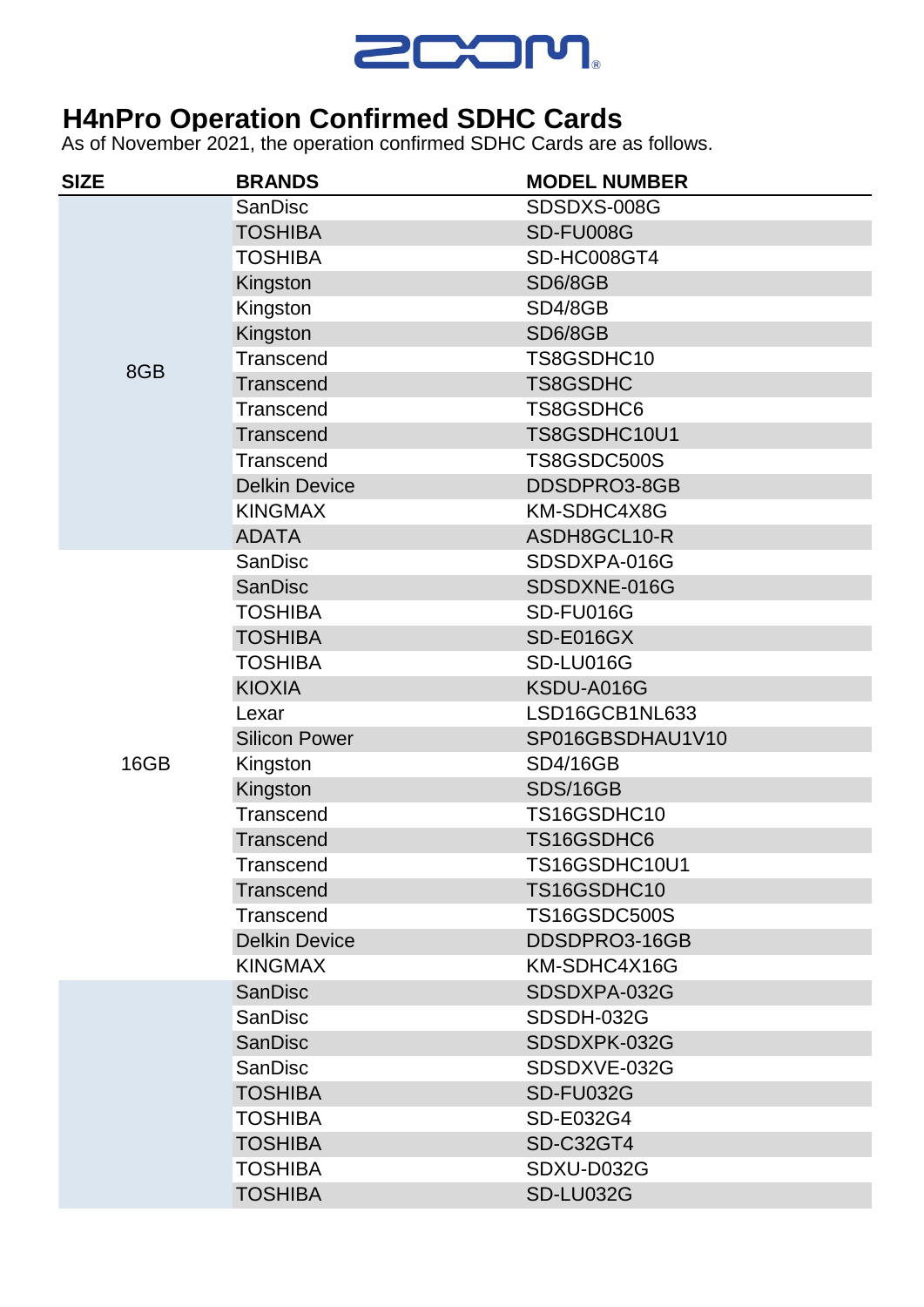# H4nPro Operation Confirmed SDHC Cards

As of November 2021, the operation confirmed SDHC Cards are as follows.

| SIZE | BRANDS | MODEL NUMBER |
|---|---|---|
| 8GB | SanDisc | SDSDXS-008G |
| | TOSHIBA | SD-FU008G |
| | TOSHIBA | SD-HC008GT4 |
| | Kingston | SD6/8GB |
| | Kingston | SD4/8GB |
| | Kingston | SD6/8GB |
| | Transcend | TS8GSDHC10 |
| | Transcend | TS8GSDHC |
| | Transcend | TS8GSDHC6 |
| | Transcend | TS8GSDHC10U1 |
| | Transcend | TS8GSDC500S |
| | Delkin Device | DDSDPRO3-8GB |
| | KINGMAX | KM-SDHC4X8G |
| | ADATA | ASDH8GCL10-R |
| 16GB | SanDisc | SDSDXPA-016G |
| | SanDisc | SDSDXNE-016G |
| | TOSHIBA | SD-FU016G |
| | TOSHIBA | SD-E016GX |
| | TOSHIBA | SD-LU016G |
| | KIOXIA | KSDU-A016G |
| | Lexar | LSD16GCB1NL633 |
| | Silicon Power | SP016GBSDHAU1V10 |
| | Kingston | SD4/16GB |
| | Kingston | SDS/16GB |
| | Transcend | TS16GSDHC10 |
| | Transcend | TS16GSDHC6 |
| | Transcend | TS16GSDHC10U1 |
| | Transcend | TS16GSDHC10 |
| | Transcend | TS16GSDC500S |
| | Delkin Device | DDSDPRO3-16GB |
| | KINGMAX | KM-SDHC4X16G |
| | SanDisc | SDSDXPA-032G |
| | SanDisc | SDSDH-032G |
| | SanDisc | SDSDXPK-032G |
| | SanDisc | SDSDXVE-032G |
| | TOSHIBA | SD-FU032G |
| | TOSHIBA | SD-E032G4 |
| | TOSHIBA | SD-C32GT4 |
| | TOSHIBA | SDXU-D032G |
| | TOSHIBA | SD-LU032G |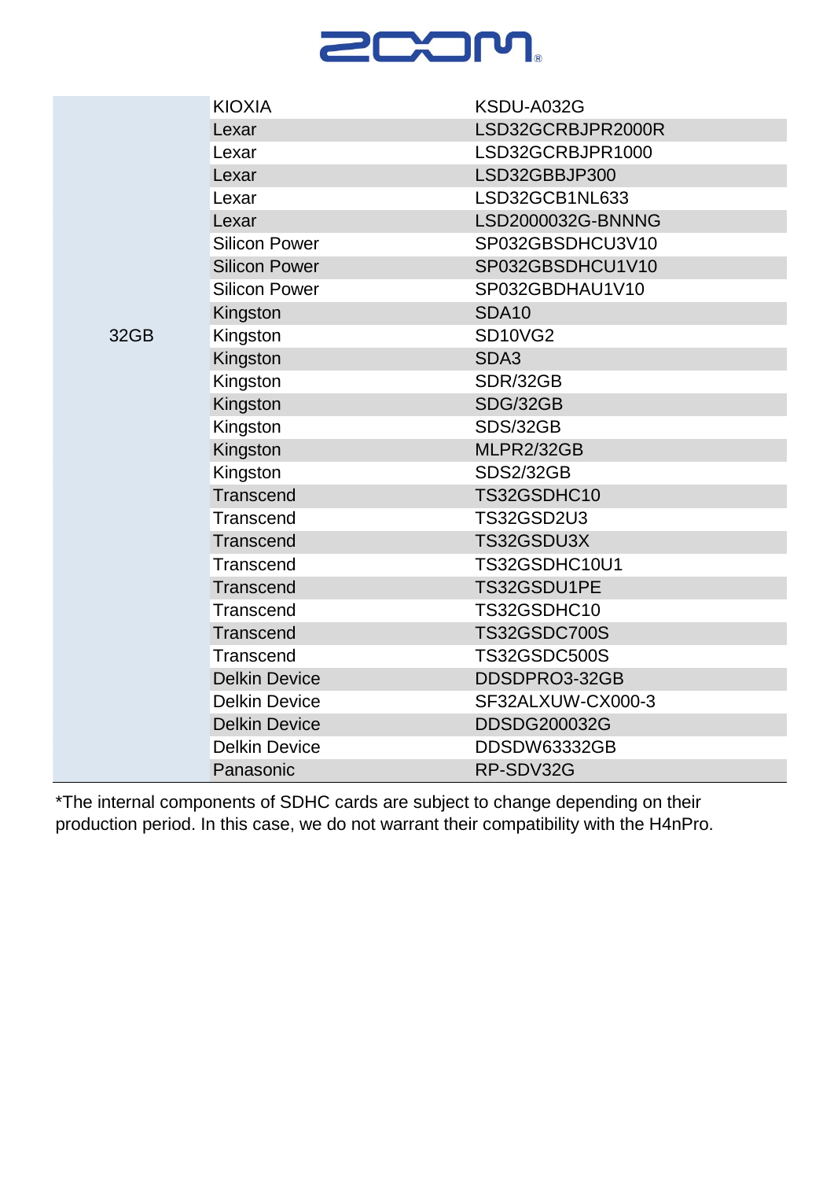| | | |
|---|---|---|
| 32GB | KIOXIA | KSDU-A032G |
| | Lexar | LSD32GCRBJPR2000R |
| | Lexar | LSD32GCRBJPR1000 |
| | Lexar | LSD32GBBJP300 |
| | Lexar | LSD32GCB1NL633 |
| | Lexar | LSD2000032G-BNNNG |
| | Silicon Power | SP032GBSDHCU3V10 |
| | Silicon Power | SP032GBSDHCU1V10 |
| | Silicon Power | SP032GBDHAU1V10 |
| | Kingston | SDA10 |
| | Kingston | SD10VG2 |
| | Kingston | SDA3 |
| | Kingston | SDR/32GB |
| | Kingston | SDG/32GB |
| | Kingston | SDS/32GB |
| | Kingston | MLPR2/32GB |
| | Kingston | SDS2/32GB |
| | Transcend | TS32GSDHC10 |
| | Transcend | TS32GSD2U3 |
| | Transcend | TS32GSDU3X |
| | Transcend | TS32GSDHC10U1 |
| | Transcend | TS32GSDU1PE |
| | Transcend | TS32GSDHC10 |
| | Transcend | TS32GSDC700S |
| | Transcend | TS32GSDC500S |
| | Delkin Device | DDSDPRO3-32GB |
| | Delkin Device | SF32ALXUW-CX000-3 |
| | Delkin Device | DDSDG200032G |
| | Delkin Device | DDSDW63332GB |
| | Panasonic | RP-SDV32G |

*The internal components of SDHC cards are subject to change depending on their production period. In this case, we do not warrant their compatibility with the H4nPro.